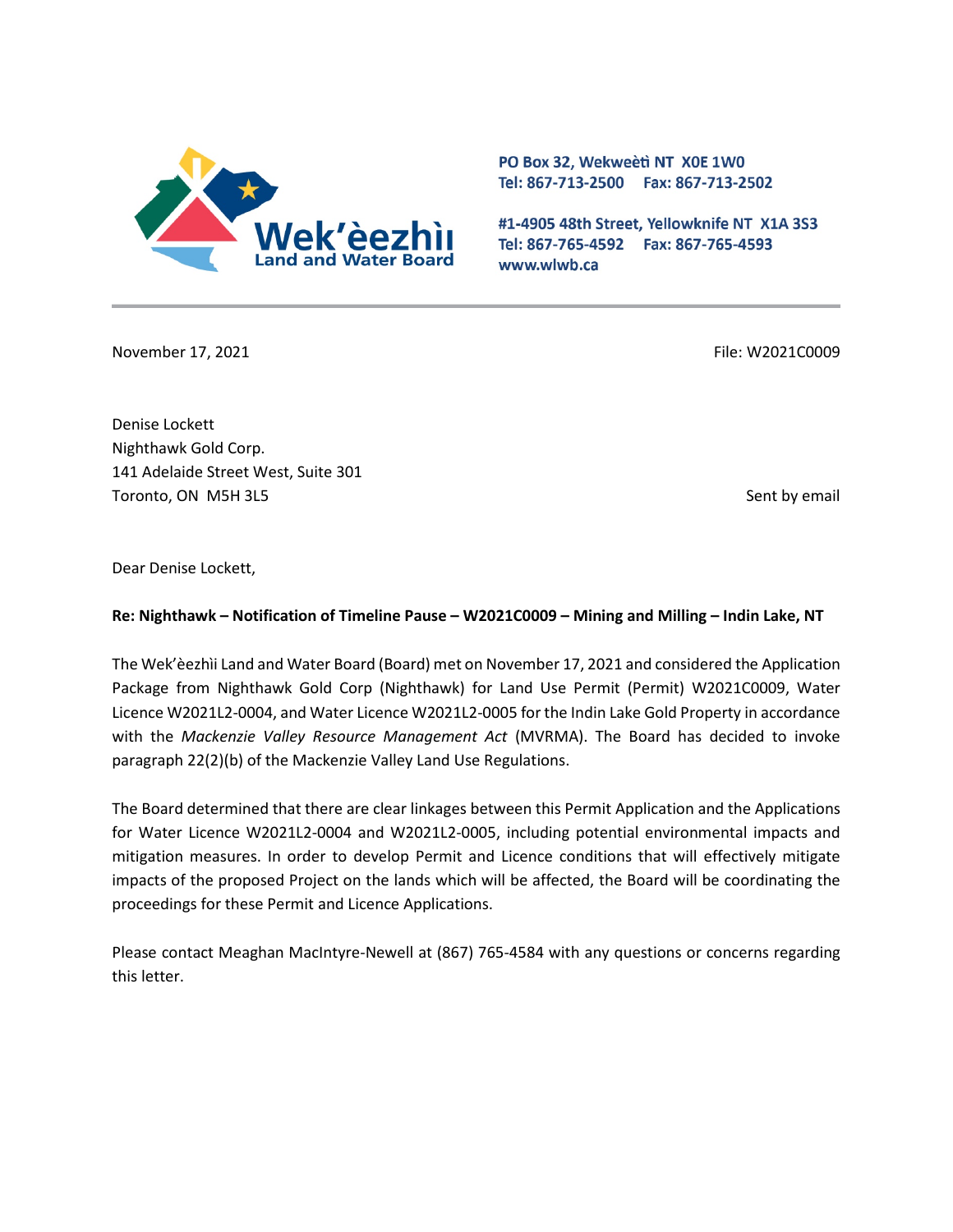Wek'èezhìı Land and Water Board

PO Box 32, Wekweètì NT X0E 1W0
Tel: 867-713-2500 Fax: 867-713-2502

#1-4905 48th Street, Yellowknife NT X1A 3S3
Tel: 867-765-4592 Fax: 867-765-4593
www.wlwb.ca

---

November 17, 2021

File: W2021C0009

Denise Lockett
Nighthawk Gold Corp.
141 Adelaide Street West, Suite 301
Toronto, ON M5H 3L5

Sent by email

Dear Denise Lockett,

**Re: Nighthawk – Notification of Timeline Pause – W2021C0009 – Mining and Milling – Indin Lake, NT**

The Wek'èezhìı Land and Water Board (Board) met on November 17, 2021 and considered the Application Package from Nighthawk Gold Corp (Nighthawk) for Land Use Permit (Permit) W2021C0009, Water Licence W2021L2-0004, and Water Licence W2021L2-0005 for the Indin Lake Gold Property in accordance with the *Mackenzie Valley Resource Management Act* (MVRMA). The Board has decided to invoke paragraph 22(2)(b) of the Mackenzie Valley Land Use Regulations.

The Board determined that there are clear linkages between this Permit Application and the Applications for Water Licence W2021L2-0004 and W2021L2-0005, including potential environmental impacts and mitigation measures. In order to develop Permit and Licence conditions that will effectively mitigate impacts of the proposed Project on the lands which will be affected, the Board will be coordinating the proceedings for these Permit and Licence Applications.

Please contact Meaghan MacIntyre-Newell at (867) 765-4584 with any questions or concerns regarding this letter.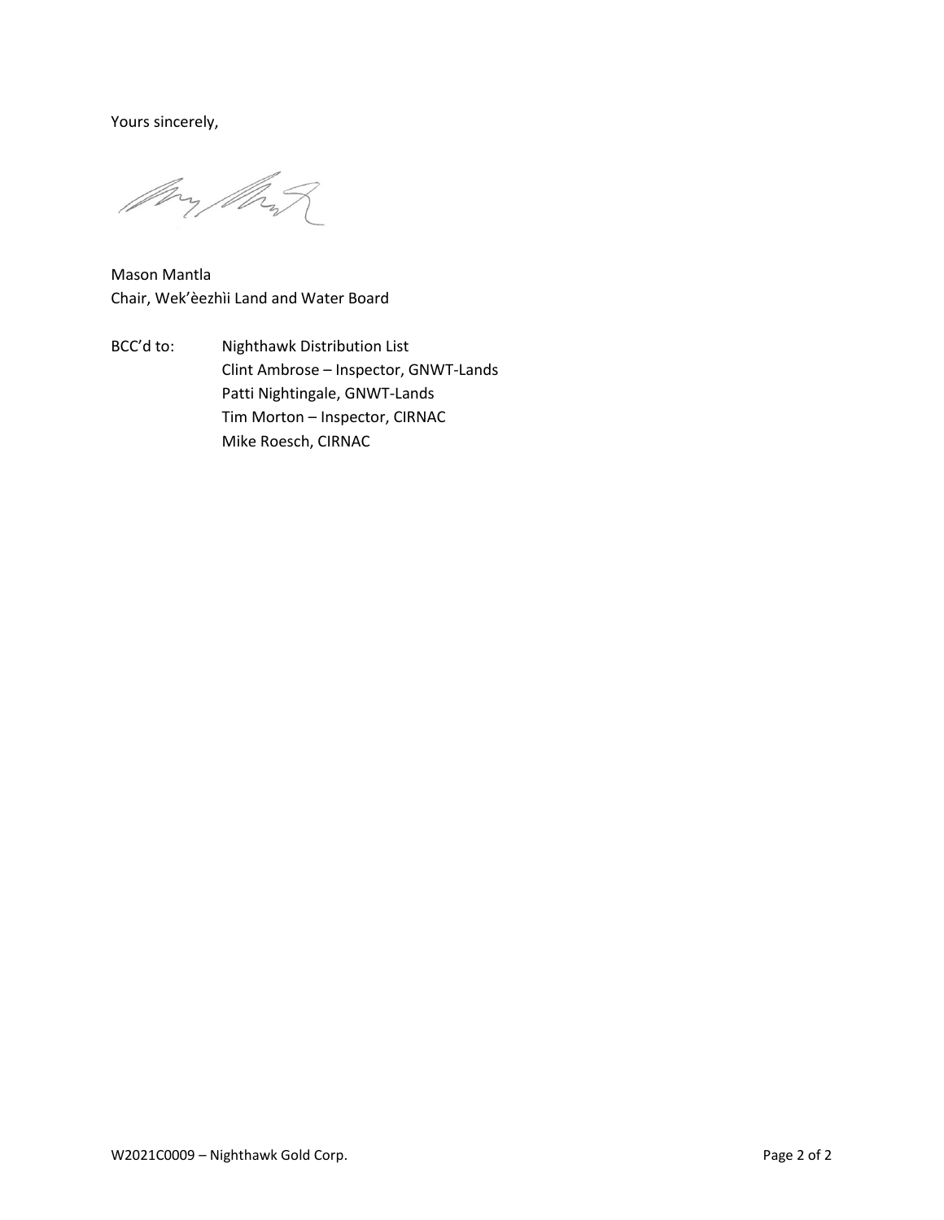Yours sincerely,

Mason Mantla
Chair, Wek'èezhìi Land and Water Board

BCC'd to: Nighthawk Distribution List
Clint Ambrose – Inspector, GNWT-Lands
Patti Nightingale, GNWT-Lands
Tim Morton – Inspector, CIRNAC
Mike Roesch, CIRNAC